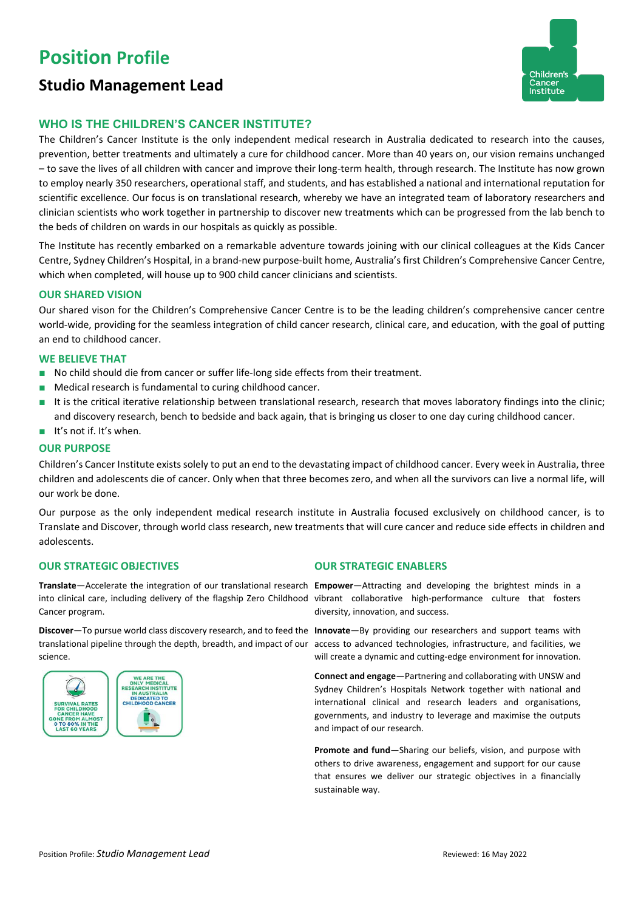# Position Profile

## Studio Management Lead

### WHO IS THE CHILDREN'S CANCER INSTITUTE?

The Children's Cancer Institute is the only independent medical research in Australia dedicated to research into the causes, prevention, better treatments and ultimately a cure for childhood cancer. More than 40 years on, our vision remains unchanged – to save the lives of all children with cancer and improve their long-term health, through research. The Institute has now grown to employ nearly 350 researchers, operational staff, and students, and has established a national and international reputation for scientific excellence. Our focus is on translational research, whereby we have an integrated team of laboratory researchers and clinician scientists who work together in partnership to discover new treatments which can be progressed from the lab bench to the beds of children on wards in our hospitals as quickly as possible.

The Institute has recently embarked on a remarkable adventure towards joining with our clinical colleagues at the Kids Cancer Centre, Sydney Children's Hospital, in a brand-new purpose-built home, Australia's first Children's Comprehensive Cancer Centre, which when completed, will house up to 900 child cancer clinicians and scientists.

#### OUR SHARED VISION

Our shared vison for the Children's Comprehensive Cancer Centre is to be the leading children's comprehensive cancer centre world-wide, providing for the seamless integration of child cancer research, clinical care, and education, with the goal of putting an end to childhood cancer.

#### WE BELIEVE THAT

- No child should die from cancer or suffer life-long side effects from their treatment.
- Medical research is fundamental to curing childhood cancer.
- It is the critical iterative relationship between translational research, research that moves laboratory findings into the clinic; and discovery research, bench to bedside and back again, that is bringing us closer to one day curing childhood cancer.
- It's not if. It's when.

#### OUR PURPOSE

Children's Cancer Institute exists solely to put an end to the devastating impact of childhood cancer. Every week in Australia, three children and adolescents die of cancer. Only when that three becomes zero, and when all the survivors can live a normal life, will our work be done.

Our purpose as the only independent medical research institute in Australia focused exclusively on childhood cancer, is to Translate and Discover, through world class research, new treatments that will cure cancer and reduce side effects in children and adolescents.

#### OUR STRATEGIC OBJECTIVES

**Translate**—Accelerate the integration of our translational research into clinical care, including delivery of the flagship Zero Childhood Cancer program.

**Discover**—To pursue world class discovery research, and to feed the translational pipeline through the depth, breadth, and impact of our science.

SURVIVAL RATES FOR CHILDHOOD CANCER HAVE GONE FROM ALMOST 0 TO 80% IN THE LAST 60 YEARS

WE ARE THE ONLY MEDICAL RESEARCH INSTITUTE IN AUSTRALIA DEDICATED TO CHILDHOOD CANCER

#### OUR STRATEGIC ENABLERS

**Empower**—Attracting and developing the brightest minds in a vibrant collaborative high-performance culture that fosters diversity, innovation, and success.

**Innovate**—By providing our researchers and support teams with access to advanced technologies, infrastructure, and facilities, we will create a dynamic and cutting-edge environment for innovation.

**Connect and engage**—Partnering and collaborating with UNSW and Sydney Children's Hospitals Network together with national and international clinical and research leaders and organisations, governments, and industry to leverage and maximise the outputs and impact of our research.

**Promote and fund**—Sharing our beliefs, vision, and purpose with others to drive awareness, engagement and support for our cause that ensures we deliver our strategic objectives in a financially sustainable way.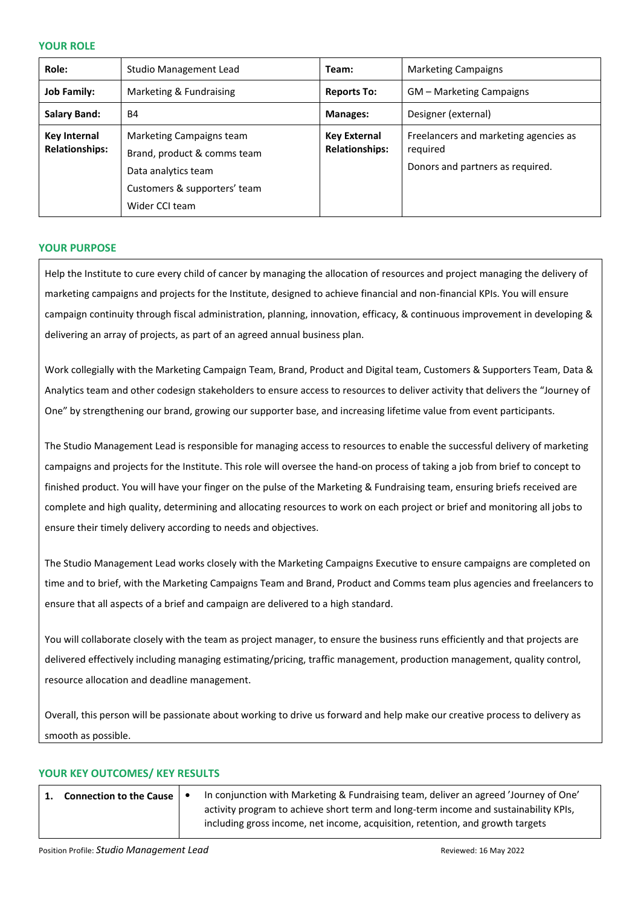## YOUR ROLE

| Role: | Studio Management Lead | Team: | Marketing Campaigns |
|---|---|---|---|
| **Job Family:** | Marketing & Fundraising | **Reports To:** | GM – Marketing Campaigns |
| **Salary Band:** | B4 | **Manages:** | Designer (external) |
| **Key Internal Relationships:** | Marketing Campaigns team<br>Brand, product & comms team<br>Data analytics team<br>Customers & supporters' team<br>Wider CCI team | **Key External Relationships:** | Freelancers and marketing agencies as required<br>Donors and partners as required. |

## YOUR PURPOSE

Help the Institute to cure every child of cancer by managing the allocation of resources and project managing the delivery of marketing campaigns and projects for the Institute, designed to achieve financial and non-financial KPIs. You will ensure campaign continuity through fiscal administration, planning, innovation, efficacy, & continuous improvement in developing & delivering an array of projects, as part of an agreed annual business plan.

Work collegially with the Marketing Campaign Team, Brand, Product and Digital team, Customers & Supporters Team, Data & Analytics team and other codesign stakeholders to ensure access to resources to deliver activity that delivers the "Journey of One" by strengthening our brand, growing our supporter base, and increasing lifetime value from event participants.

The Studio Management Lead is responsible for managing access to resources to enable the successful delivery of marketing campaigns and projects for the Institute. This role will oversee the hand-on process of taking a job from brief to concept to finished product. You will have your finger on the pulse of the Marketing & Fundraising team, ensuring briefs received are complete and high quality, determining and allocating resources to work on each project or brief and monitoring all jobs to ensure their timely delivery according to needs and objectives.

The Studio Management Lead works closely with the Marketing Campaigns Executive to ensure campaigns are completed on time and to brief, with the Marketing Campaigns Team and Brand, Product and Comms team plus agencies and freelancers to ensure that all aspects of a brief and campaign are delivered to a high standard.

You will collaborate closely with the team as project manager, to ensure the business runs efficiently and that projects are delivered effectively including managing estimating/pricing, traffic management, production management, quality control, resource allocation and deadline management.

Overall, this person will be passionate about working to drive us forward and help make our creative process to delivery as smooth as possible.

## YOUR KEY OUTCOMES/ KEY RESULTS

| 1. Connection to the Cause | • In conjunction with Marketing & Fundraising team, deliver an agreed 'Journey of One' activity program to achieve short term and long-term income and sustainability KPIs, including gross income, net income, acquisition, retention, and growth targets |
|---|---|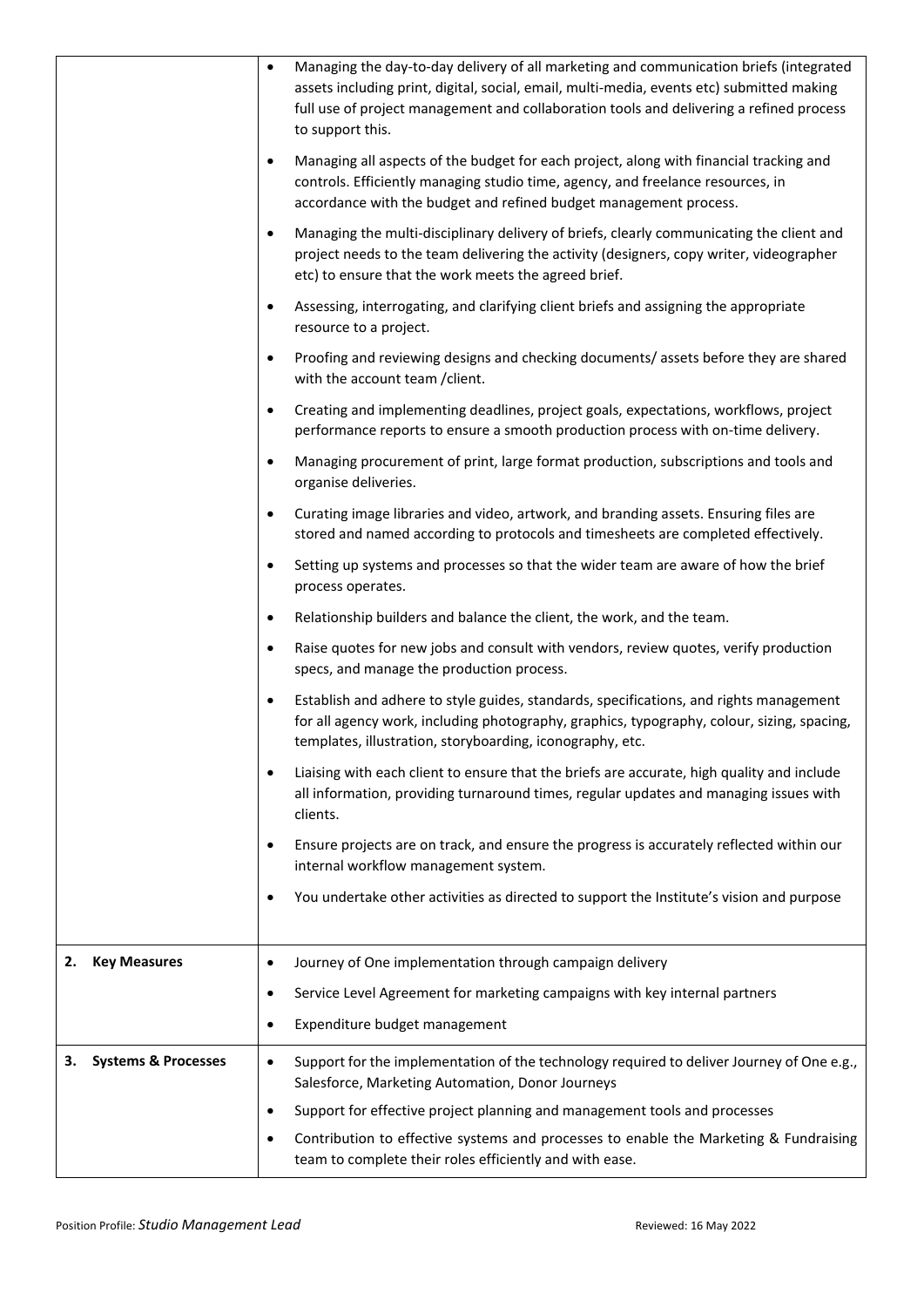| | |
|---|---|
| | • Managing the day-to-day delivery of all marketing and communication briefs (integrated assets including print, digital, social, email, multi-media, events etc) submitted making full use of project management and collaboration tools and delivering a refined process to support this.<br>• Managing all aspects of the budget for each project, along with financial tracking and controls. Efficiently managing studio time, agency, and freelance resources, in accordance with the budget and refined budget management process.<br>• Managing the multi-disciplinary delivery of briefs, clearly communicating the client and project needs to the team delivering the activity (designers, copy writer, videographer etc) to ensure that the work meets the agreed brief.<br>• Assessing, interrogating, and clarifying client briefs and assigning the appropriate resource to a project.<br>• Proofing and reviewing designs and checking documents/ assets before they are shared with the account team /client.<br>• Creating and implementing deadlines, project goals, expectations, workflows, project performance reports to ensure a smooth production process with on-time delivery.<br>• Managing procurement of print, large format production, subscriptions and tools and organise deliveries.<br>• Curating image libraries and video, artwork, and branding assets. Ensuring files are stored and named according to protocols and timesheets are completed effectively.<br>• Setting up systems and processes so that the wider team are aware of how the brief process operates.<br>• Relationship builders and balance the client, the work, and the team.<br>• Raise quotes for new jobs and consult with vendors, review quotes, verify production specs, and manage the production process.<br>• Establish and adhere to style guides, standards, specifications, and rights management for all agency work, including photography, graphics, typography, colour, sizing, spacing, templates, illustration, storyboarding, iconography, etc.<br>• Liaising with each client to ensure that the briefs are accurate, high quality and include all information, providing turnaround times, regular updates and managing issues with clients.<br>• Ensure projects are on track, and ensure the progress is accurately reflected within our internal workflow management system.<br>• You undertake other activities as directed to support the Institute's vision and purpose |
| **2. Key Measures** | • Journey of One implementation through campaign delivery<br>• Service Level Agreement for marketing campaigns with key internal partners<br>• Expenditure budget management |
| **3. Systems & Processes** | • Support for the implementation of the technology required to deliver Journey of One e.g., Salesforce, Marketing Automation, Donor Journeys<br>• Support for effective project planning and management tools and processes<br>• Contribution to effective systems and processes to enable the Marketing & Fundraising team to complete their roles efficiently and with ease. |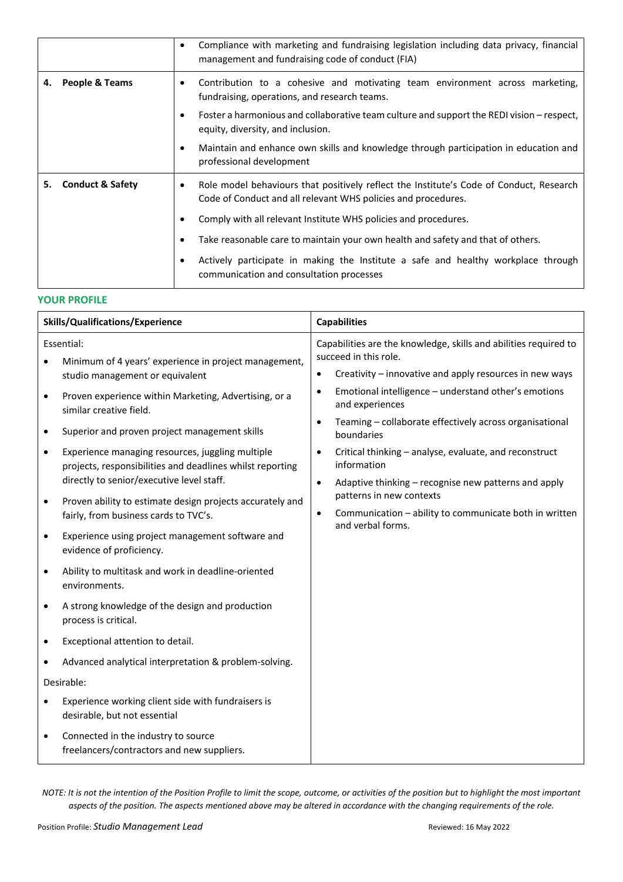| | |
|---|---|
| | • Compliance with marketing and fundraising legislation including data privacy, financial management and fundraising code of conduct (FIA) |
| **4. People & Teams** | • Contribution to a cohesive and motivating team environment across marketing, fundraising, operations, and research teams.<br>• Foster a harmonious and collaborative team culture and support the REDI vision – respect, equity, diversity, and inclusion.<br>• Maintain and enhance own skills and knowledge through participation in education and professional development |
| **5. Conduct & Safety** | • Role model behaviours that positively reflect the Institute's Code of Conduct, Research Code of Conduct and all relevant WHS policies and procedures.<br>• Comply with all relevant Institute WHS policies and procedures.<br>• Take reasonable care to maintain your own health and safety and that of others.<br>• Actively participate in making the Institute a safe and healthy workplace through communication and consultation processes |

## YOUR PROFILE

| Skills/Qualifications/Experience | Capabilities |
|---|---|
| Essential:<br>• Minimum of 4 years' experience in project management, studio management or equivalent<br>• Proven experience within Marketing, Advertising, or a similar creative field.<br>• Superior and proven project management skills<br>• Experience managing resources, juggling multiple projects, responsibilities and deadlines whilst reporting directly to senior/executive level staff.<br>• Proven ability to estimate design projects accurately and fairly, from business cards to TVC's.<br>• Experience using project management software and evidence of proficiency.<br>• Ability to multitask and work in deadline-oriented environments.<br>• A strong knowledge of the design and production process is critical.<br>• Exceptional attention to detail.<br>• Advanced analytical interpretation & problem-solving.<br>Desirable:<br>• Experience working client side with fundraisers is desirable, but not essential<br>• Connected in the industry to source freelancers/contractors and new suppliers. | Capabilities are the knowledge, skills and abilities required to succeed in this role.<br>• Creativity – innovative and apply resources in new ways<br>• Emotional intelligence – understand other's emotions and experiences<br>• Teaming – collaborate effectively across organisational boundaries<br>• Critical thinking – analyse, evaluate, and reconstruct information<br>• Adaptive thinking – recognise new patterns and apply patterns in new contexts<br>• Communication – ability to communicate both in written and verbal forms. |

*NOTE: It is not the intention of the Position Profile to limit the scope, outcome, or activities of the position but to highlight the most important aspects of the position. The aspects mentioned above may be altered in accordance with the changing requirements of the role.*